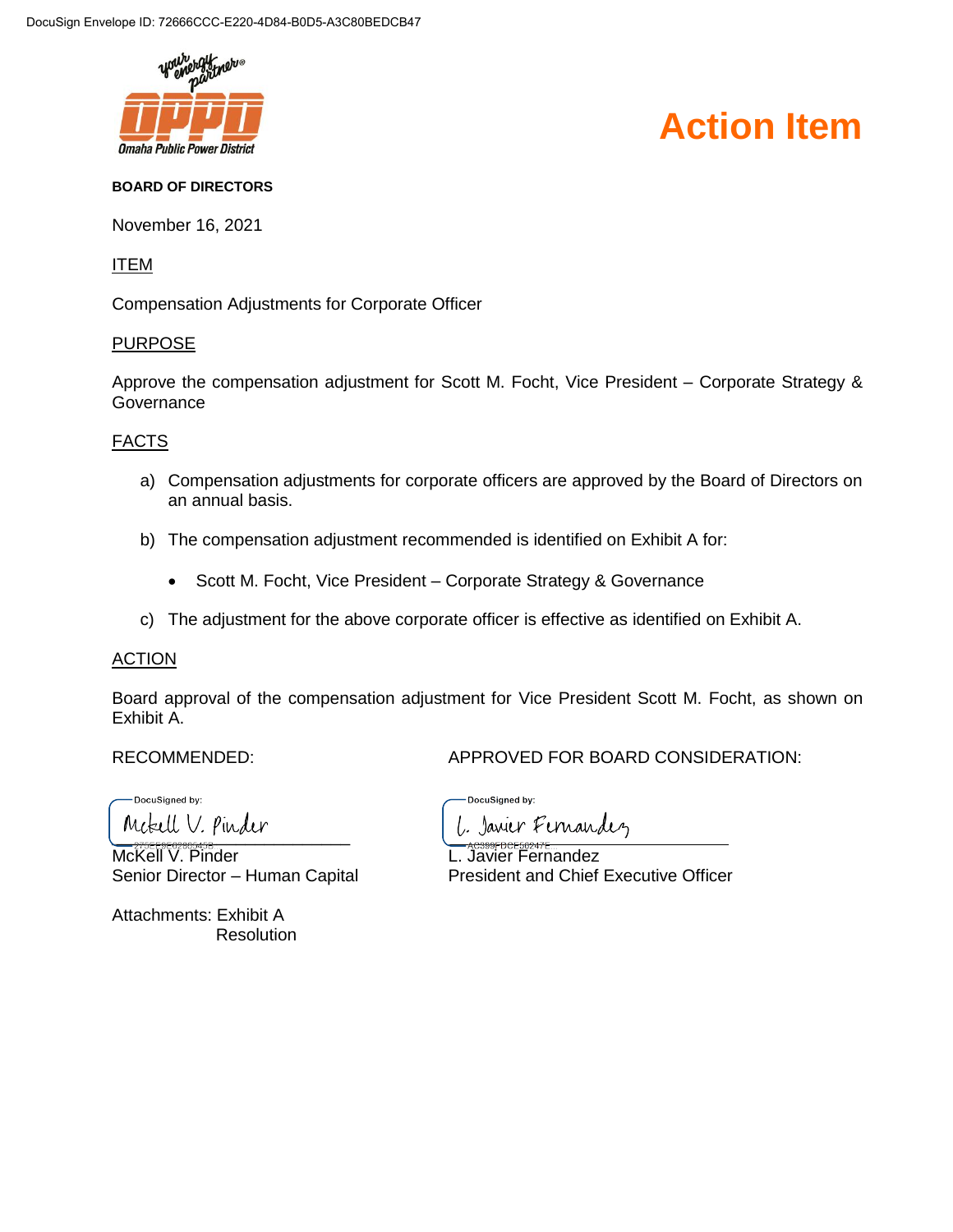**Omaha Public Power District**

# Action Item

**BOARD OF DIRECTORS**

November 16, 2021

ITEM

Compensation Adjustments for Corporate Officer

PURPOSE

Approve the compensation adjustment for Scott M. Focht, Vice President – Corporate Strategy & Governance

FACTS

a) Compensation adjustments for corporate officers are approved by the Board of Directors on an annual basis.

b) The compensation adjustment recommended is identified on Exhibit A for:

- Scott M. Focht, Vice President – Corporate Strategy & Governance

c) The adjustment for the above corporate officer is effective as identified on Exhibit A.

ACTION

Board approval of the compensation adjustment for Vice President Scott M. Focht, as shown on Exhibit A.

RECOMMENDED:

DocuSigned by:
McKell V. Pinder
McKell V. Pinder
Senior Director – Human Capital

APPROVED FOR BOARD CONSIDERATION:

DocuSigned by:
L. Javier Fernandez
L. Javier Fernandez
President and Chief Executive Officer

Attachments: Exhibit A
Resolution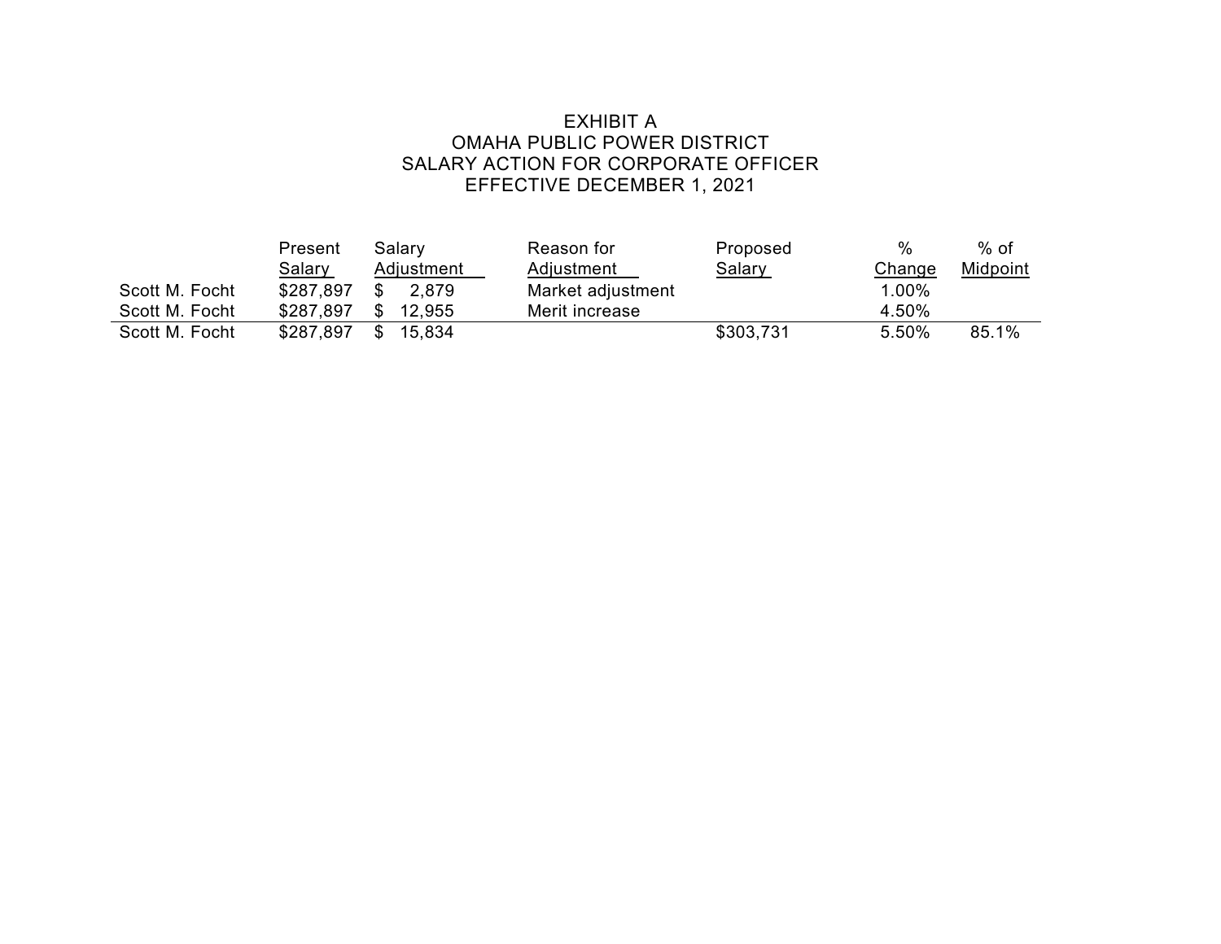# EXHIBIT A
## OMAHA PUBLIC POWER DISTRICT
## SALARY ACTION FOR CORPORATE OFFICER
## EFFECTIVE DECEMBER 1, 2021

| | Present Salary | Salary Adjustment | Reason for Adjustment | Proposed Salary | % Change | % of Midpoint |
|---|---|---|---|---|---|---|
| Scott M. Focht | $287,897 | $ 2,879 | Market adjustment | | 1.00% | |
| Scott M. Focht | $287,897 | $ 12,955 | Merit increase | | 4.50% | |
| Scott M. Focht | $287,897 | $ 15,834 | | $303,731 | 5.50% | 85.1% |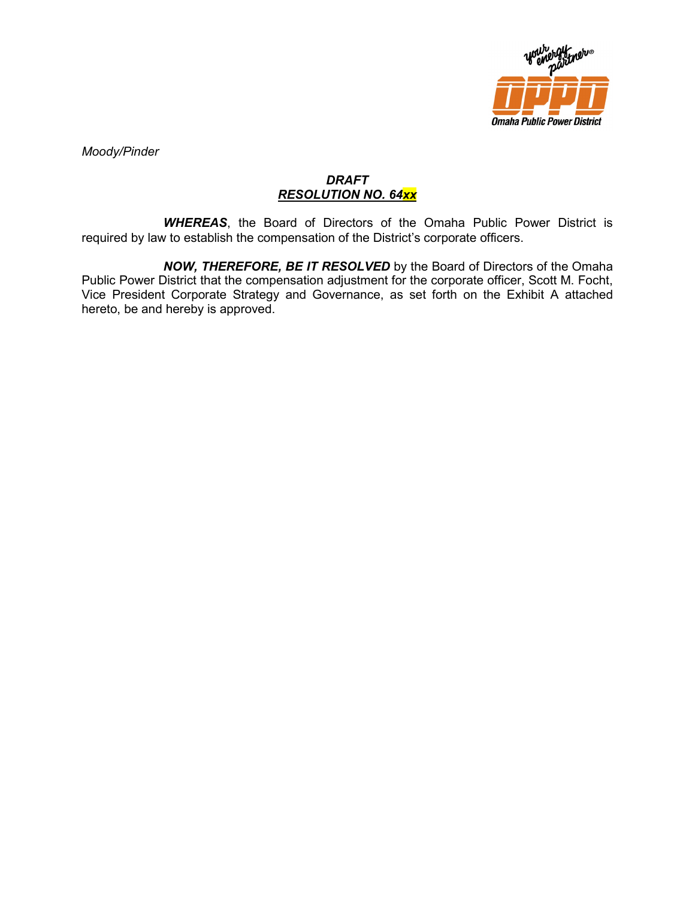Omaha Public Power District

*Moody/Pinder*

***DRAFT***

***<u>RESOLUTION NO. 64xx</u>***

***WHEREAS***, the Board of Directors of the Omaha Public Power District is required by law to establish the compensation of the District's corporate officers.

***NOW, THEREFORE, BE IT RESOLVED*** by the Board of Directors of the Omaha Public Power District that the compensation adjustment for the corporate officer, Scott M. Focht, Vice President Corporate Strategy and Governance, as set forth on the Exhibit A attached hereto, be and hereby is approved.